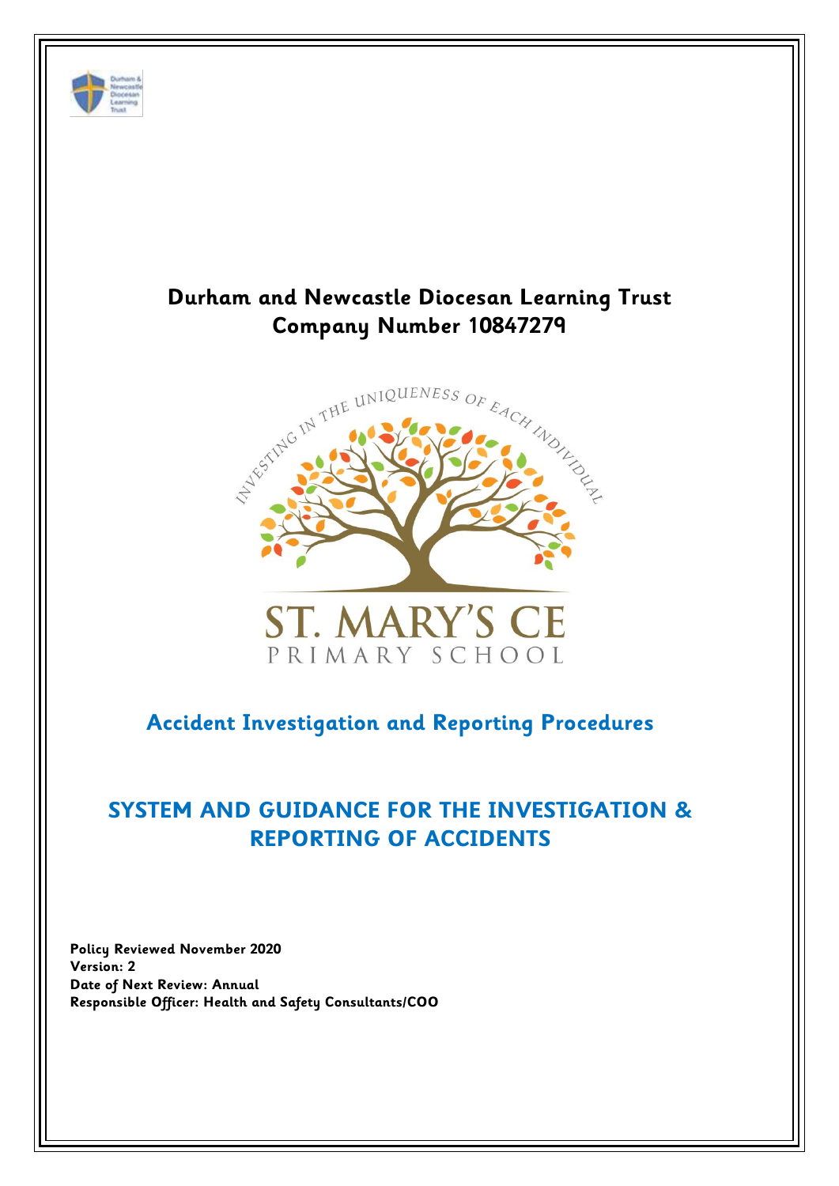# Durham and Newcastle Diocesan Learning Trust
# Company Number 10847279

INVESTING IN THE UNIQUENESS OF EACH INDIVIDUAL

ST. MARY'S CE
PRIMARY SCHOOL

## Accident Investigation and Reporting Procedures

## SYSTEM AND GUIDANCE FOR THE INVESTIGATION & REPORTING OF ACCIDENTS

**Policy Reviewed November 2020**
**Version: 2**
**Date of Next Review: Annual**
**Responsible Officer: Health and Safety Consultants/COO**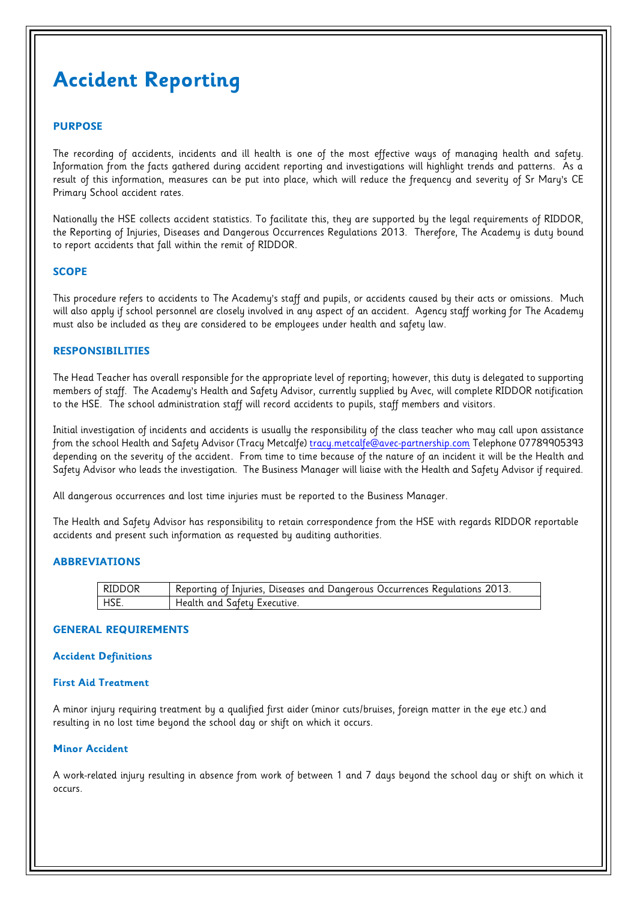# Accident Reporting

## PURPOSE

The recording of accidents, incidents and ill health is one of the most effective ways of managing health and safety. Information from the facts gathered during accident reporting and investigations will highlight trends and patterns. As a result of this information, measures can be put into place, which will reduce the frequency and severity of Sr Mary's CE Primary School accident rates.

Nationally the HSE collects accident statistics. To facilitate this, they are supported by the legal requirements of RIDDOR, the Reporting of Injuries, Diseases and Dangerous Occurrences Regulations 2013. Therefore, The Academy is duty bound to report accidents that fall within the remit of RIDDOR.

## SCOPE

This procedure refers to accidents to The Academy's staff and pupils, or accidents caused by their acts or omissions. Much will also apply if school personnel are closely involved in any aspect of an accident. Agency staff working for The Academy must also be included as they are considered to be employees under health and safety law.

## RESPONSIBILITIES

The Head Teacher has overall responsible for the appropriate level of reporting; however, this duty is delegated to supporting members of staff. The Academy's Health and Safety Advisor, currently supplied by Avec, will complete RIDDOR notification to the HSE. The school administration staff will record accidents to pupils, staff members and visitors.

Initial investigation of incidents and accidents is usually the responsibility of the class teacher who may call upon assistance from the school Health and Safety Advisor (Tracy Metcalfe) tracy.metcalfe@avec-partnership.com Telephone 07789905393 depending on the severity of the accident. From time to time because of the nature of an incident it will be the Health and Safety Advisor who leads the investigation. The Business Manager will liaise with the Health and Safety Advisor if required.

All dangerous occurrences and lost time injuries must be reported to the Business Manager.

The Health and Safety Advisor has responsibility to retain correspondence from the HSE with regards RIDDOR reportable accidents and present such information as requested by auditing authorities.

## ABBREVIATIONS

| RIDDOR | Reporting of Injuries, Diseases and Dangerous Occurrences Regulations 2013. |
|---|---|
| HSE. | Health and Safety Executive. |

## GENERAL REQUIREMENTS

### Accident Definitions

### First Aid Treatment

A minor injury requiring treatment by a qualified first aider (minor cuts/bruises, foreign matter in the eye etc.) and resulting in no lost time beyond the school day or shift on which it occurs.

### Minor Accident

A work-related injury resulting in absence from work of between 1 and 7 days beyond the school day or shift on which it occurs.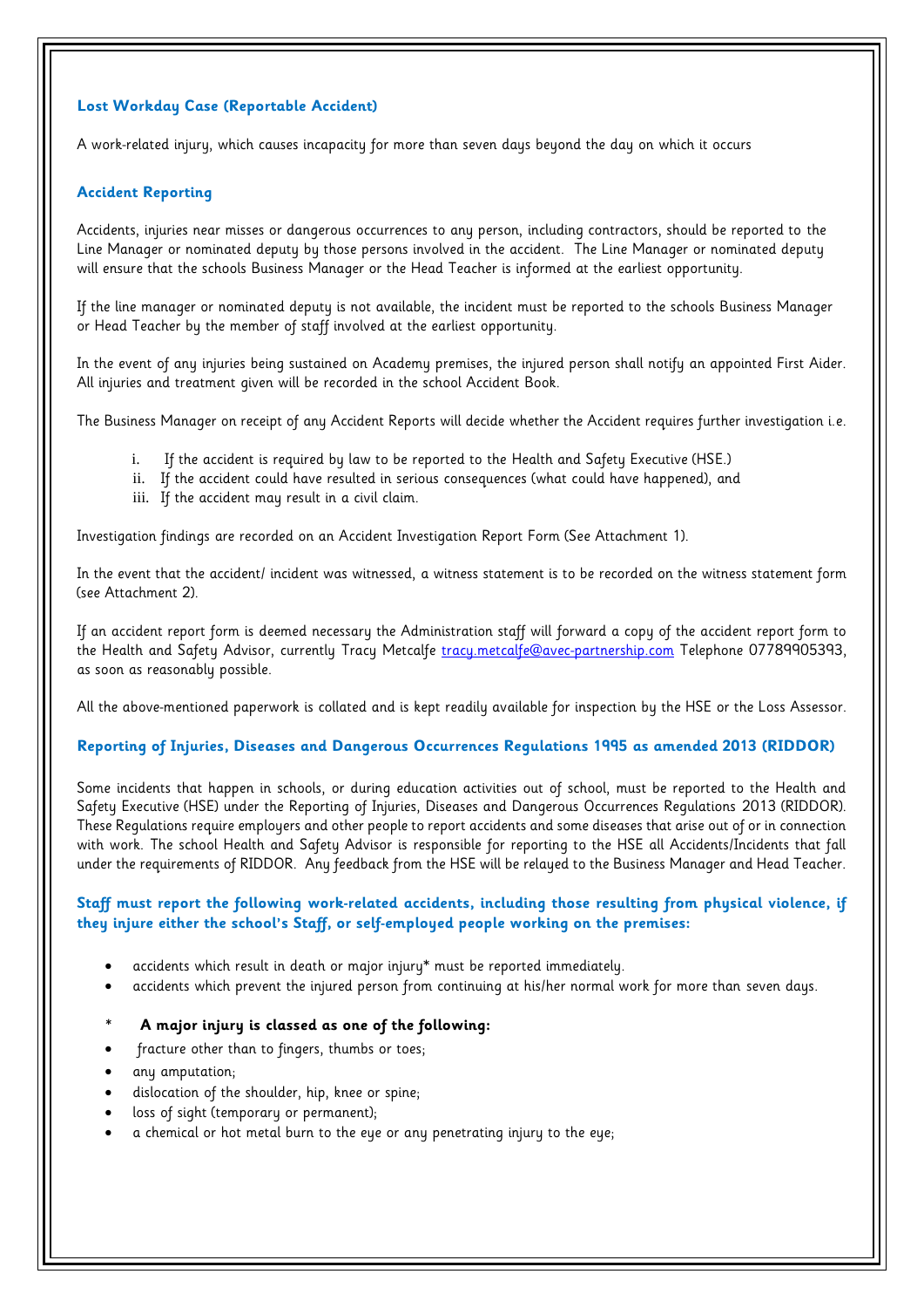### Lost Workday Case (Reportable Accident)

A work-related injury, which causes incapacity for more than seven days beyond the day on which it occurs

### Accident Reporting

Accidents, injuries near misses or dangerous occurrences to any person, including contractors, should be reported to the Line Manager or nominated deputy by those persons involved in the accident. The Line Manager or nominated deputy will ensure that the schools Business Manager or the Head Teacher is informed at the earliest opportunity.

If the line manager or nominated deputy is not available, the incident must be reported to the schools Business Manager or Head Teacher by the member of staff involved at the earliest opportunity.

In the event of any injuries being sustained on Academy premises, the injured person shall notify an appointed First Aider. All injuries and treatment given will be recorded in the school Accident Book.

The Business Manager on receipt of any Accident Reports will decide whether the Accident requires further investigation i.e.

i. If the accident is required by law to be reported to the Health and Safety Executive (HSE.)
ii. If the accident could have resulted in serious consequences (what could have happened), and
iii. If the accident may result in a civil claim.

Investigation findings are recorded on an Accident Investigation Report Form (See Attachment 1).

In the event that the accident/ incident was witnessed, a witness statement is to be recorded on the witness statement form (see Attachment 2).

If an accident report form is deemed necessary the Administration staff will forward a copy of the accident report form to the Health and Safety Advisor, currently Tracy Metcalfe tracy.metcalfe@avec-partnership.com Telephone 07789905393, as soon as reasonably possible.

All the above-mentioned paperwork is collated and is kept readily available for inspection by the HSE or the Loss Assessor.

### Reporting of Injuries, Diseases and Dangerous Occurrences Regulations 1995 as amended 2013 (RIDDOR)

Some incidents that happen in schools, or during education activities out of school, must be reported to the Health and Safety Executive (HSE) under the Reporting of Injuries, Diseases and Dangerous Occurrences Regulations 2013 (RIDDOR). These Regulations require employers and other people to report accidents and some diseases that arise out of or in connection with work. The school Health and Safety Advisor is responsible for reporting to the HSE all Accidents/Incidents that fall under the requirements of RIDDOR. Any feedback from the HSE will be relayed to the Business Manager and Head Teacher.

**Staff must report the following work-related accidents, including those resulting from physical violence, if they injure either the school's Staff, or self-employed people working on the premises:**

- accidents which result in death or major injury* must be reported immediately.
- accidents which prevent the injured person from continuing at his/her normal work for more than seven days.

\* **A major injury is classed as one of the following:**

- fracture other than to fingers, thumbs or toes;
- any amputation;
- dislocation of the shoulder, hip, knee or spine;
- loss of sight (temporary or permanent);
- a chemical or hot metal burn to the eye or any penetrating injury to the eye;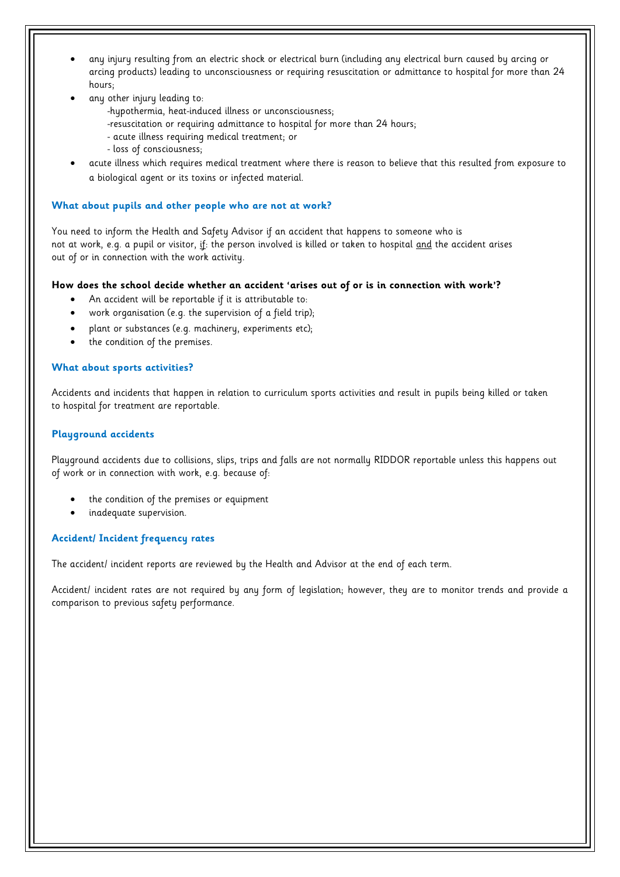- any injury resulting from an electric shock or electrical burn (including any electrical burn caused by arcing or arcing products) leading to unconsciousness or requiring resuscitation or admittance to hospital for more than 24 hours;
- any other injury leading to:
  - -hypothermia, heat-induced illness or unconsciousness;
  - -resuscitation or requiring admittance to hospital for more than 24 hours;
  - - acute illness requiring medical treatment; or
  - - loss of consciousness;
- acute illness which requires medical treatment where there is reason to believe that this resulted from exposure to a biological agent or its toxins or infected material.

### What about pupils and other people who are not at work?

You need to inform the Health and Safety Advisor if an accident that happens to someone who is not at work, e.g. a pupil or visitor, <u>if</u>: the person involved is killed or taken to hospital <u>and</u> the accident arises out of or in connection with the work activity.

**How does the school decide whether an accident 'arises out of or is in connection with work'?**

- An accident will be reportable if it is attributable to:
- work organisation (e.g. the supervision of a field trip);
- plant or substances (e.g. machinery, experiments etc);
- the condition of the premises.

### What about sports activities?

Accidents and incidents that happen in relation to curriculum sports activities and result in pupils being killed or taken to hospital for treatment are reportable.

### Playground accidents

Playground accidents due to collisions, slips, trips and falls are not normally RIDDOR reportable unless this happens out of work or in connection with work, e.g. because of:

- the condition of the premises or equipment
- inadequate supervision.

### Accident/ Incident frequency rates

The accident/ incident reports are reviewed by the Health and Advisor at the end of each term.

Accident/ incident rates are not required by any form of legislation; however, they are to monitor trends and provide a comparison to previous safety performance.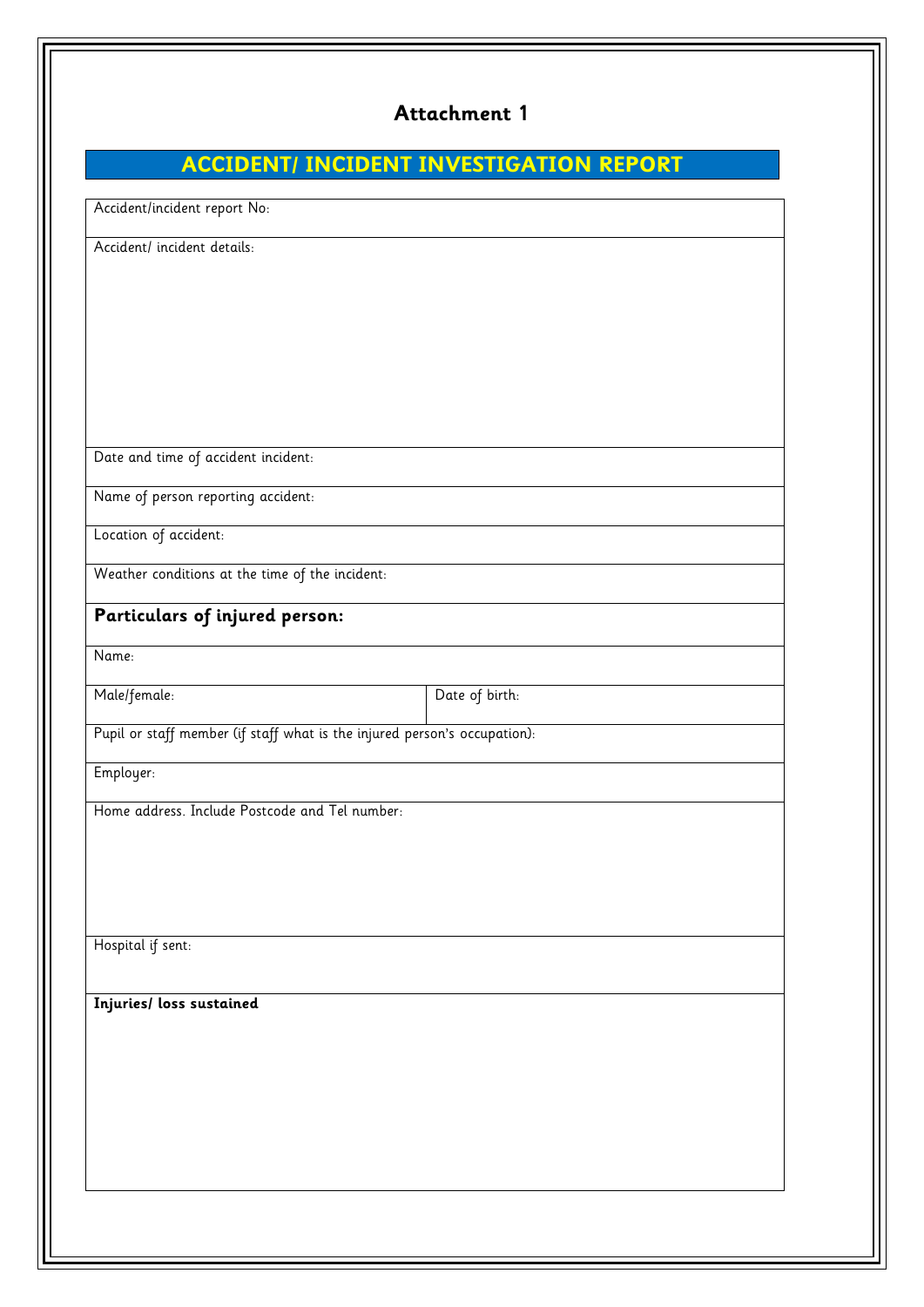## Attachment 1

# ACCIDENT/ INCIDENT INVESTIGATION REPORT

| Accidentincident report No: | |
|---|---|
| Accident/ incident details: | |
| Date and time of accident incident: | |
| Name of person reporting accident: | |
| Location of accident: | |
| Weather conditions at the time of the incident: | |
| **Particulars of injured person:** | |
| Name: | |
| Male/female: | Date of birth: |
| Pupil or staff member (if staff what is the injured person's occupation): | |
| Employer: | |
| Home address. Include Postcode and Tel number: | |
| Hospital if sent: | |
| **Injuries/ loss sustained** | |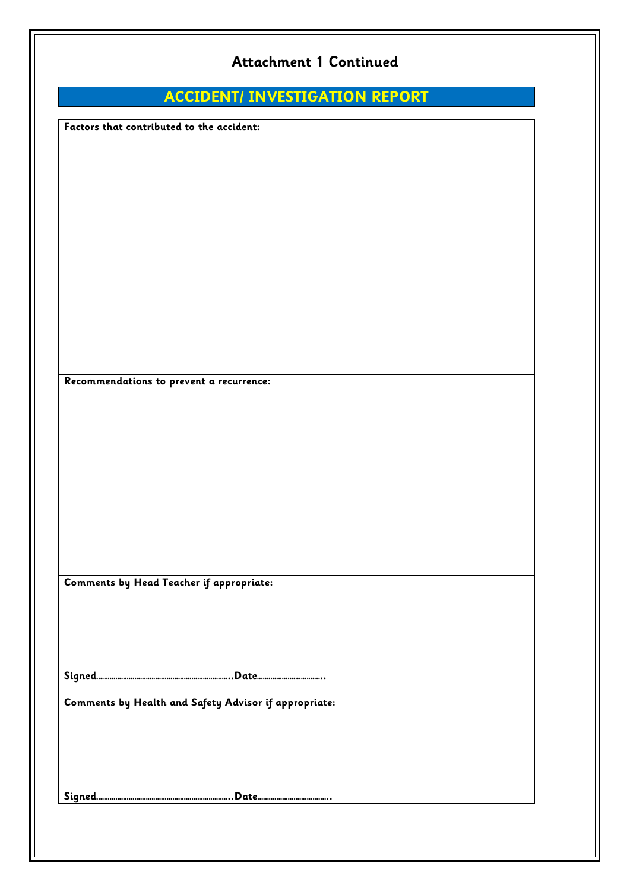## Attachment 1 Continued

# ACCIDENT/ INVESTIGATION REPORT

**Factors that contributed to the accident:**

**Recommendations to prevent a recurrence:**

**Comments by Head Teacher if appropriate:**

**Signed……………………………………………………….Date……………………………..**

**Comments by Health and Safety Advisor if appropriate:**

**Signed……………………………………………………….Date………………………………..**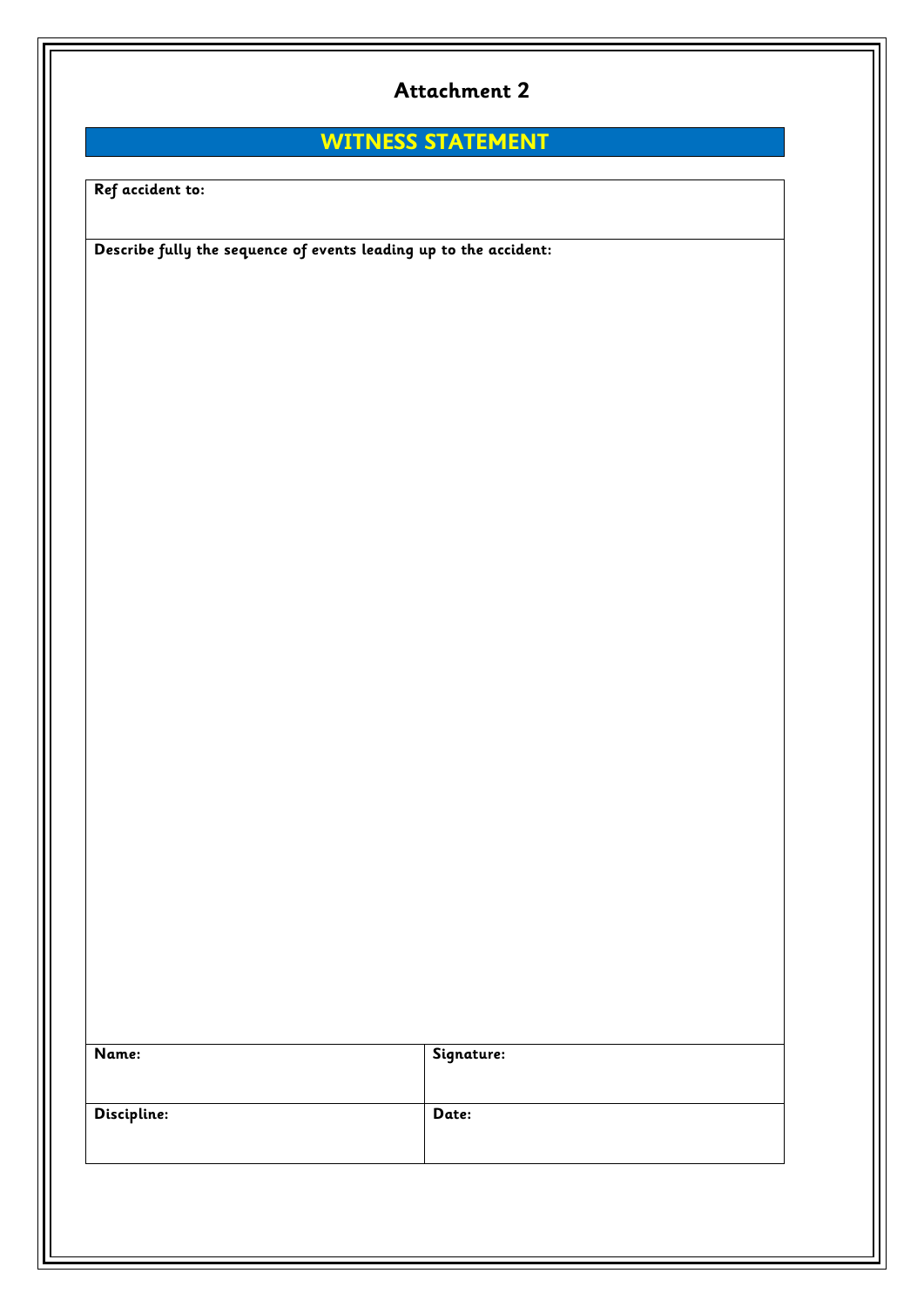# Attachment 2

## WITNESS STATEMENT

| | |
|---|---|
| **Ref accident to:** | |
| **Describe fully the sequence of events leading up to the accident:** | |
| **Name:** | **Signature:** |
| **Discipline:** | **Date:** |